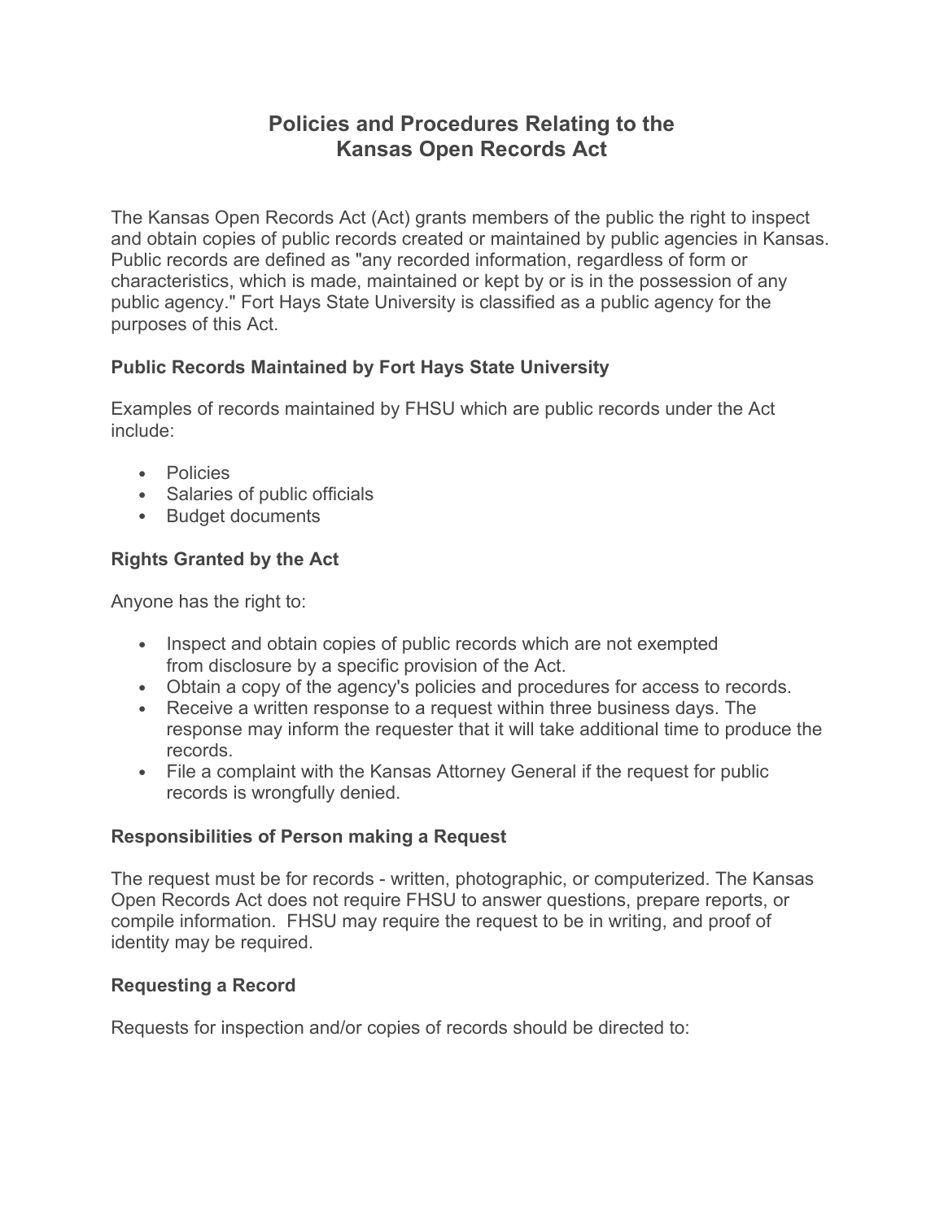# Policies and Procedures Relating to the Kansas Open Records Act

The Kansas Open Records Act (Act) grants members of the public the right to inspect and obtain copies of public records created or maintained by public agencies in Kansas. Public records are defined as "any recorded information, regardless of form or characteristics, which is made, maintained or kept by or is in the possession of any public agency." Fort Hays State University is classified as a public agency for the purposes of this Act.

### Public Records Maintained by Fort Hays State University

Examples of records maintained by FHSU which are public records under the Act include:

- Policies
- Salaries of public officials
- Budget documents

### Rights Granted by the Act

Anyone has the right to:

- Inspect and obtain copies of public records which are not exempted from disclosure by a specific provision of the Act.
- Obtain a copy of the agency's policies and procedures for access to records.
- Receive a written response to a request within three business days. The response may inform the requester that it will take additional time to produce the records.
- File a complaint with the Kansas Attorney General if the request for public records is wrongfully denied.

### Responsibilities of Person making a Request

The request must be for records - written, photographic, or computerized. The Kansas Open Records Act does not require FHSU to answer questions, prepare reports, or compile information. FHSU may require the request to be in writing, and proof of identity may be required.

### Requesting a Record

Requests for inspection and/or copies of records should be directed to: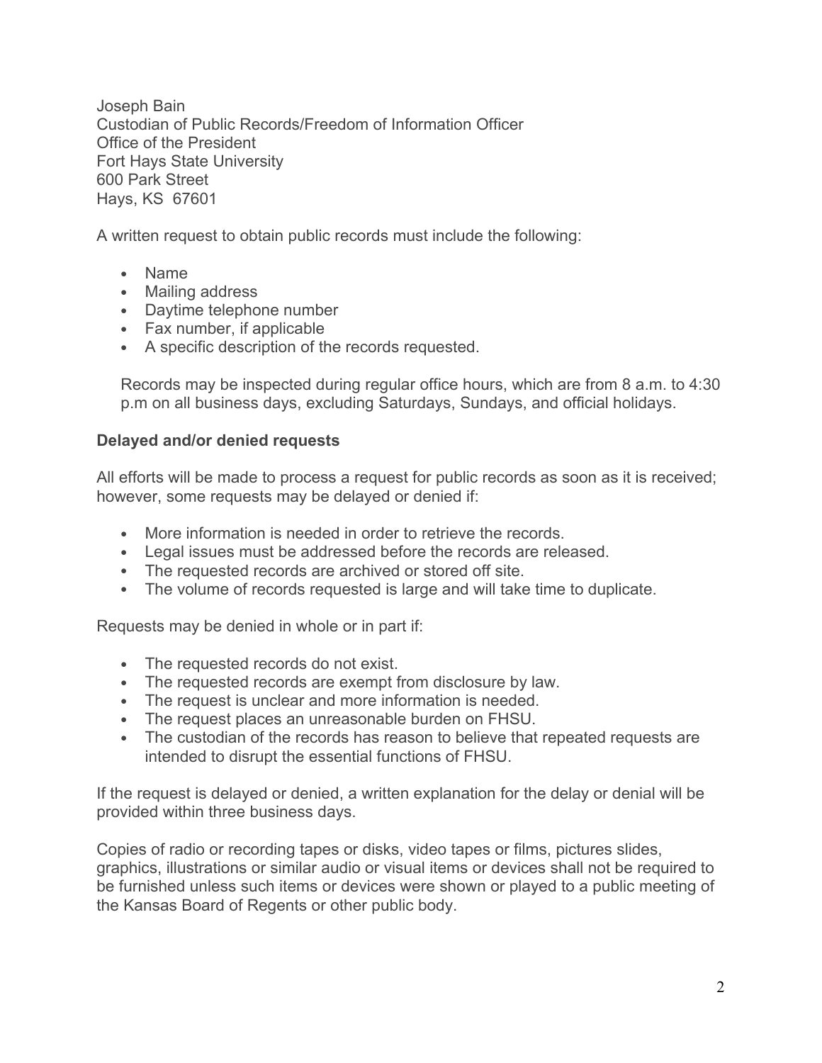Joseph Bain
Custodian of Public Records/Freedom of Information Officer
Office of the President
Fort Hays State University
600 Park Street
Hays, KS 67601

A written request to obtain public records must include the following:

- Name
- Mailing address
- Daytime telephone number
- Fax number, if applicable
- A specific description of the records requested.

Records may be inspected during regular office hours, which are from 8 a.m. to 4:30 p.m on all business days, excluding Saturdays, Sundays, and official holidays.

**Delayed and/or denied requests**

All efforts will be made to process a request for public records as soon as it is received; however, some requests may be delayed or denied if:

- More information is needed in order to retrieve the records.
- Legal issues must be addressed before the records are released.
- The requested records are archived or stored off site.
- The volume of records requested is large and will take time to duplicate.

Requests may be denied in whole or in part if:

- The requested records do not exist.
- The requested records are exempt from disclosure by law.
- The request is unclear and more information is needed.
- The request places an unreasonable burden on FHSU.
- The custodian of the records has reason to believe that repeated requests are intended to disrupt the essential functions of FHSU.

If the request is delayed or denied, a written explanation for the delay or denial will be provided within three business days.

Copies of radio or recording tapes or disks, video tapes or films, pictures slides, graphics, illustrations or similar audio or visual items or devices shall not be required to be furnished unless such items or devices were shown or played to a public meeting of the Kansas Board of Regents or other public body.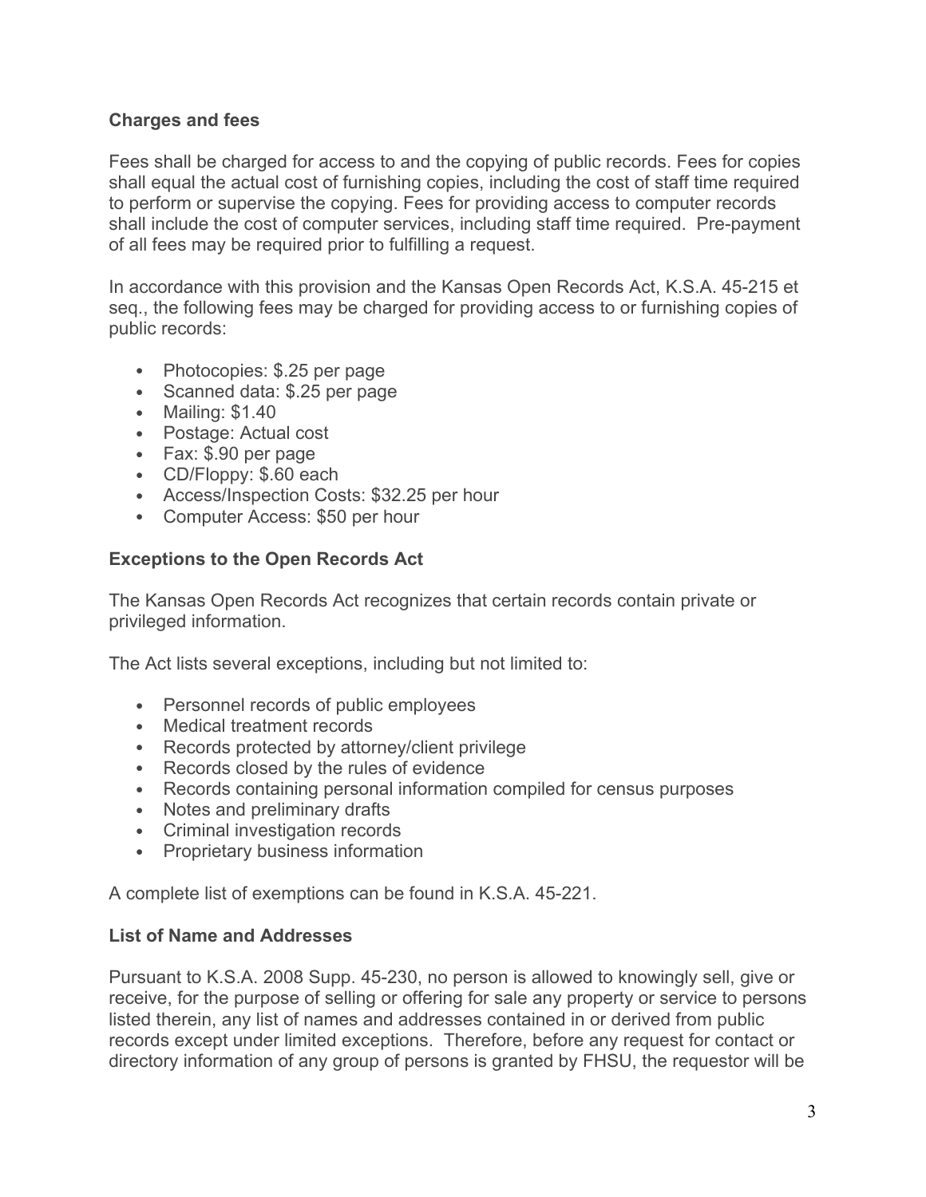**Charges and fees**

Fees shall be charged for access to and the copying of public records. Fees for copies shall equal the actual cost of furnishing copies, including the cost of staff time required to perform or supervise the copying. Fees for providing access to computer records shall include the cost of computer services, including staff time required. Pre-payment of all fees may be required prior to fulfilling a request.

In accordance with this provision and the Kansas Open Records Act, K.S.A. 45-215 et seq., the following fees may be charged for providing access to or furnishing copies of public records:

- Photocopies: $.25 per page
- Scanned data: $.25 per page
- Mailing: $1.40
- Postage: Actual cost
- Fax: $.90 per page
- CD/Floppy: $.60 each
- Access/Inspection Costs: $32.25 per hour
- Computer Access: $50 per hour

**Exceptions to the Open Records Act**

The Kansas Open Records Act recognizes that certain records contain private or privileged information.

The Act lists several exceptions, including but not limited to:

- Personnel records of public employees
- Medical treatment records
- Records protected by attorney/client privilege
- Records closed by the rules of evidence
- Records containing personal information compiled for census purposes
- Notes and preliminary drafts
- Criminal investigation records
- Proprietary business information

A complete list of exemptions can be found in K.S.A. 45-221.

**List of Name and Addresses**

Pursuant to K.S.A. 2008 Supp. 45-230, no person is allowed to knowingly sell, give or receive, for the purpose of selling or offering for sale any property or service to persons listed therein, any list of names and addresses contained in or derived from public records except under limited exceptions. Therefore, before any request for contact or directory information of any group of persons is granted by FHSU, the requestor will be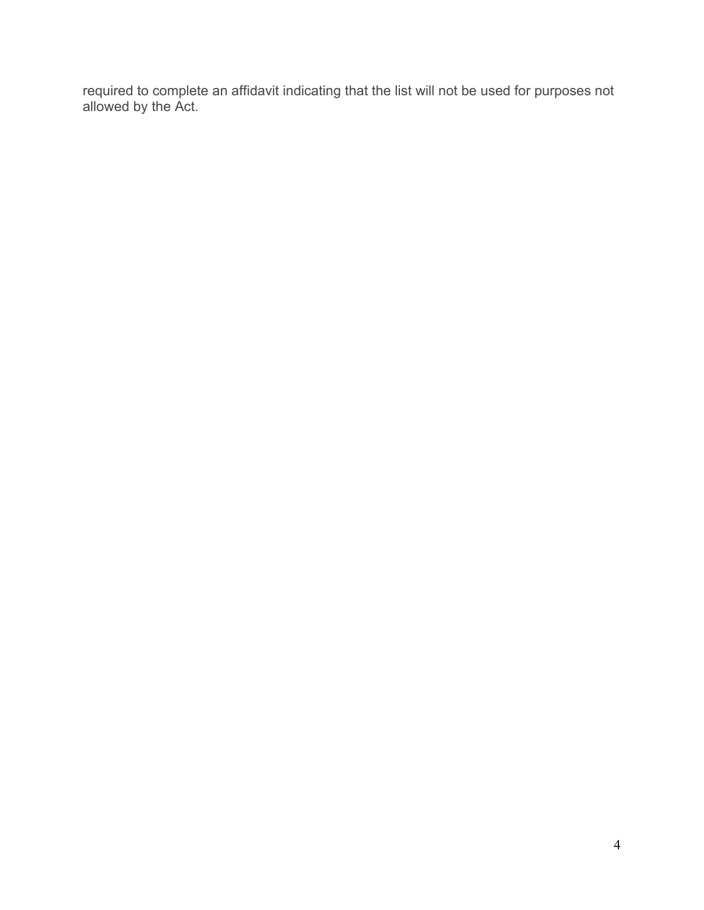required to complete an affidavit indicating that the list will not be used for purposes not allowed by the Act.